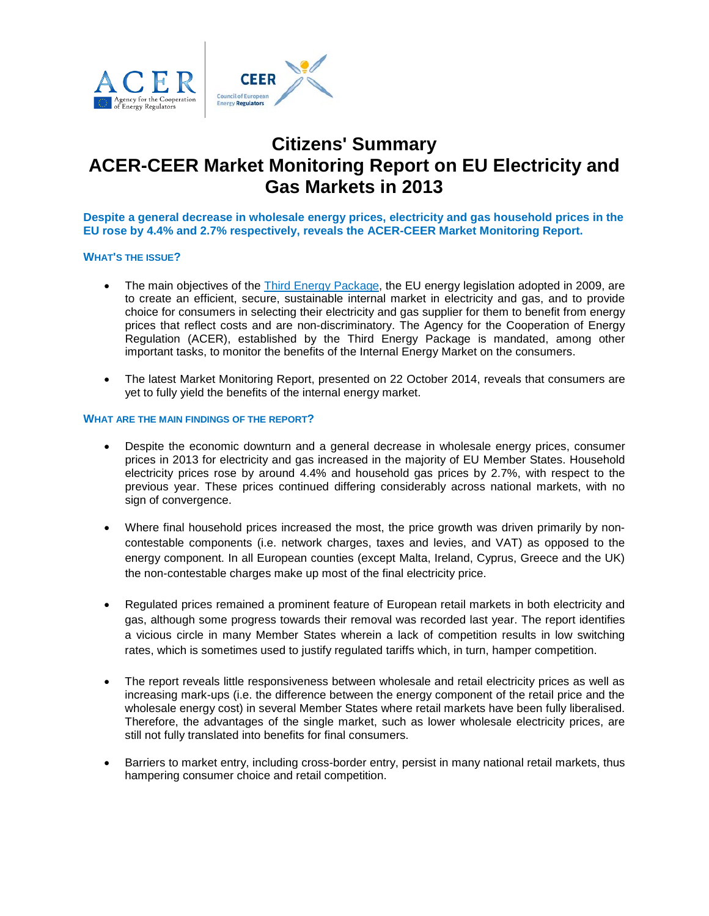# Citizens' Summary

# ACER-CEER Market Monitoring Report on EU Electricity and Gas Markets in 2013

**Despite a general decrease in wholesale energy prices, electricity and gas household prices in the EU rose by 4.4% and 2.7% respectively, reveals the ACER-CEER Market Monitoring Report.**

## WHAT'S THE ISSUE?

- The main objectives of the Third Energy Package, the EU energy legislation adopted in 2009, are to create an efficient, secure, sustainable internal market in electricity and gas, and to provide choice for consumers in selecting their electricity and gas supplier for them to benefit from energy prices that reflect costs and are non-discriminatory. The Agency for the Cooperation of Energy Regulation (ACER), established by the Third Energy Package is mandated, among other important tasks, to monitor the benefits of the Internal Energy Market on the consumers.

- The latest Market Monitoring Report, presented on 22 October 2014, reveals that consumers are yet to fully yield the benefits of the internal energy market.

## WHAT ARE THE MAIN FINDINGS OF THE REPORT?

- Despite the economic downturn and a general decrease in wholesale energy prices, consumer prices in 2013 for electricity and gas increased in the majority of EU Member States. Household electricity prices rose by around 4.4% and household gas prices by 2.7%, with respect to the previous year. These prices continued differing considerably across national markets, with no sign of convergence.

- Where final household prices increased the most, the price growth was driven primarily by non-contestable components (i.e. network charges, taxes and levies, and VAT) as opposed to the energy component. In all European counties (except Malta, Ireland, Cyprus, Greece and the UK) the non-contestable charges make up most of the final electricity price.

- Regulated prices remained a prominent feature of European retail markets in both electricity and gas, although some progress towards their removal was recorded last year. The report identifies a vicious circle in many Member States wherein a lack of competition results in low switching rates, which is sometimes used to justify regulated tariffs which, in turn, hamper competition.

- The report reveals little responsiveness between wholesale and retail electricity prices as well as increasing mark-ups (i.e. the difference between the energy component of the retail price and the wholesale energy cost) in several Member States where retail markets have been fully liberalised. Therefore, the advantages of the single market, such as lower wholesale electricity prices, are still not fully translated into benefits for final consumers.

- Barriers to market entry, including cross-border entry, persist in many national retail markets, thus hampering consumer choice and retail competition.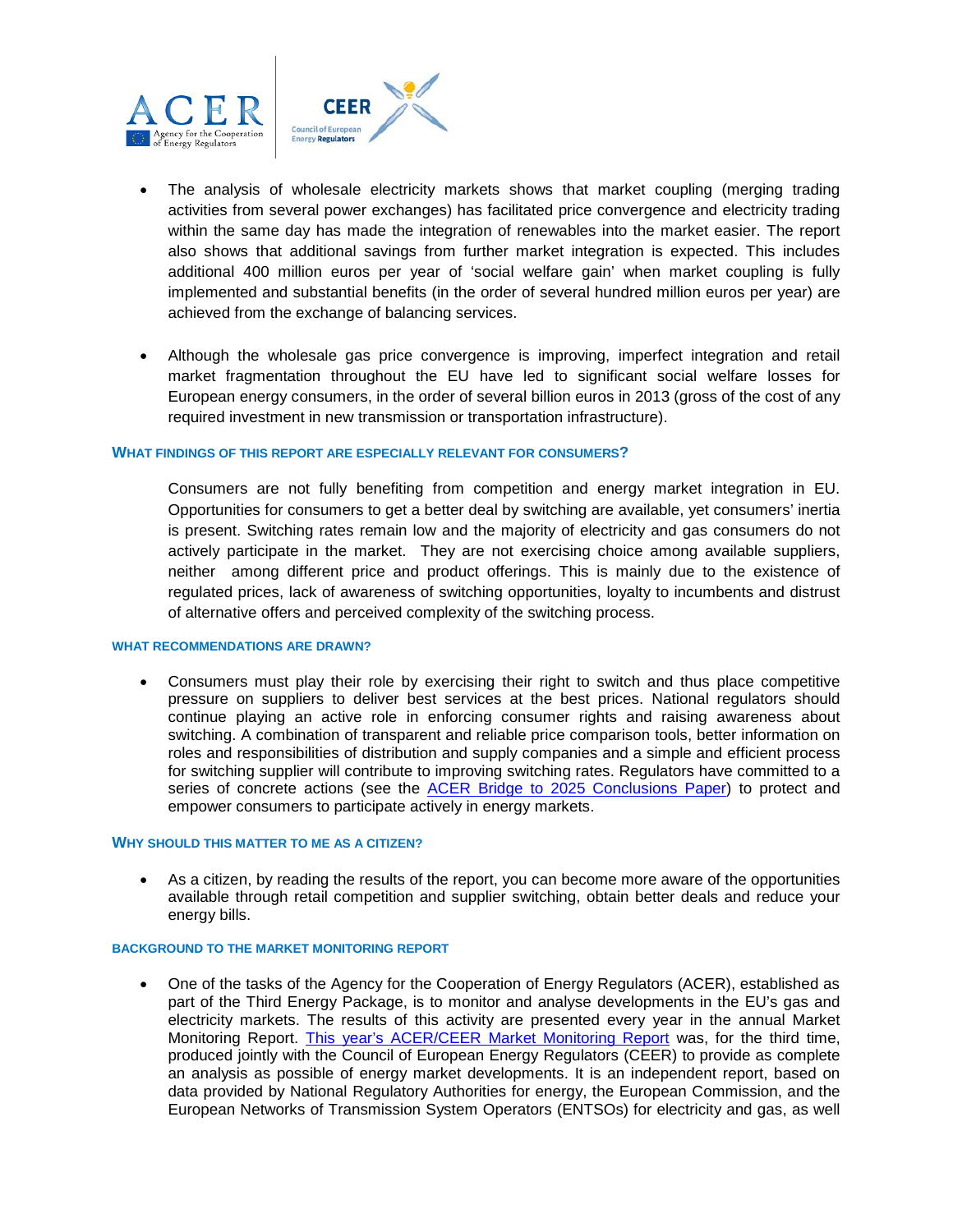- The analysis of wholesale electricity markets shows that market coupling (merging trading activities from several power exchanges) has facilitated price convergence and electricity trading within the same day has made the integration of renewables into the market easier. The report also shows that additional savings from further market integration is expected. This includes additional 400 million euros per year of 'social welfare gain' when market coupling is fully implemented and substantial benefits (in the order of several hundred million euros per year) are achieved from the exchange of balancing services.

- Although the wholesale gas price convergence is improving, imperfect integration and retail market fragmentation throughout the EU have led to significant social welfare losses for European energy consumers, in the order of several billion euros in 2013 (gross of the cost of any required investment in new transmission or transportation infrastructure).

### WHAT FINDINGS OF THIS REPORT ARE ESPECIALLY RELEVANT FOR CONSUMERS?

Consumers are not fully benefiting from competition and energy market integration in EU. Opportunities for consumers to get a better deal by switching are available, yet consumers' inertia is present. Switching rates remain low and the majority of electricity and gas consumers do not actively participate in the market. They are not exercising choice among available suppliers, neither among different price and product offerings. This is mainly due to the existence of regulated prices, lack of awareness of switching opportunities, loyalty to incumbents and distrust of alternative offers and perceived complexity of the switching process.

### WHAT RECOMMENDATIONS ARE DRAWN?

- Consumers must play their role by exercising their right to switch and thus place competitive pressure on suppliers to deliver best services at the best prices. National regulators should continue playing an active role in enforcing consumer rights and raising awareness about switching. A combination of transparent and reliable price comparison tools, better information on roles and responsibilities of distribution and supply companies and a simple and efficient process for switching supplier will contribute to improving switching rates. Regulators have committed to a series of concrete actions (see the ACER Bridge to 2025 Conclusions Paper) to protect and empower consumers to participate actively in energy markets.

### WHY SHOULD THIS MATTER TO ME AS A CITIZEN?

- As a citizen, by reading the results of the report, you can become more aware of the opportunities available through retail competition and supplier switching, obtain better deals and reduce your energy bills.

### BACKGROUND TO THE MARKET MONITORING REPORT

- One of the tasks of the Agency for the Cooperation of Energy Regulators (ACER), established as part of the Third Energy Package, is to monitor and analyse developments in the EU's gas and electricity markets. The results of this activity are presented every year in the annual Market Monitoring Report. This year's ACER/CEER Market Monitoring Report was, for the third time, produced jointly with the Council of European Energy Regulators (CEER) to provide as complete an analysis as possible of energy market developments. It is an independent report, based on data provided by National Regulatory Authorities for energy, the European Commission, and the European Networks of Transmission System Operators (ENTSOs) for electricity and gas, as well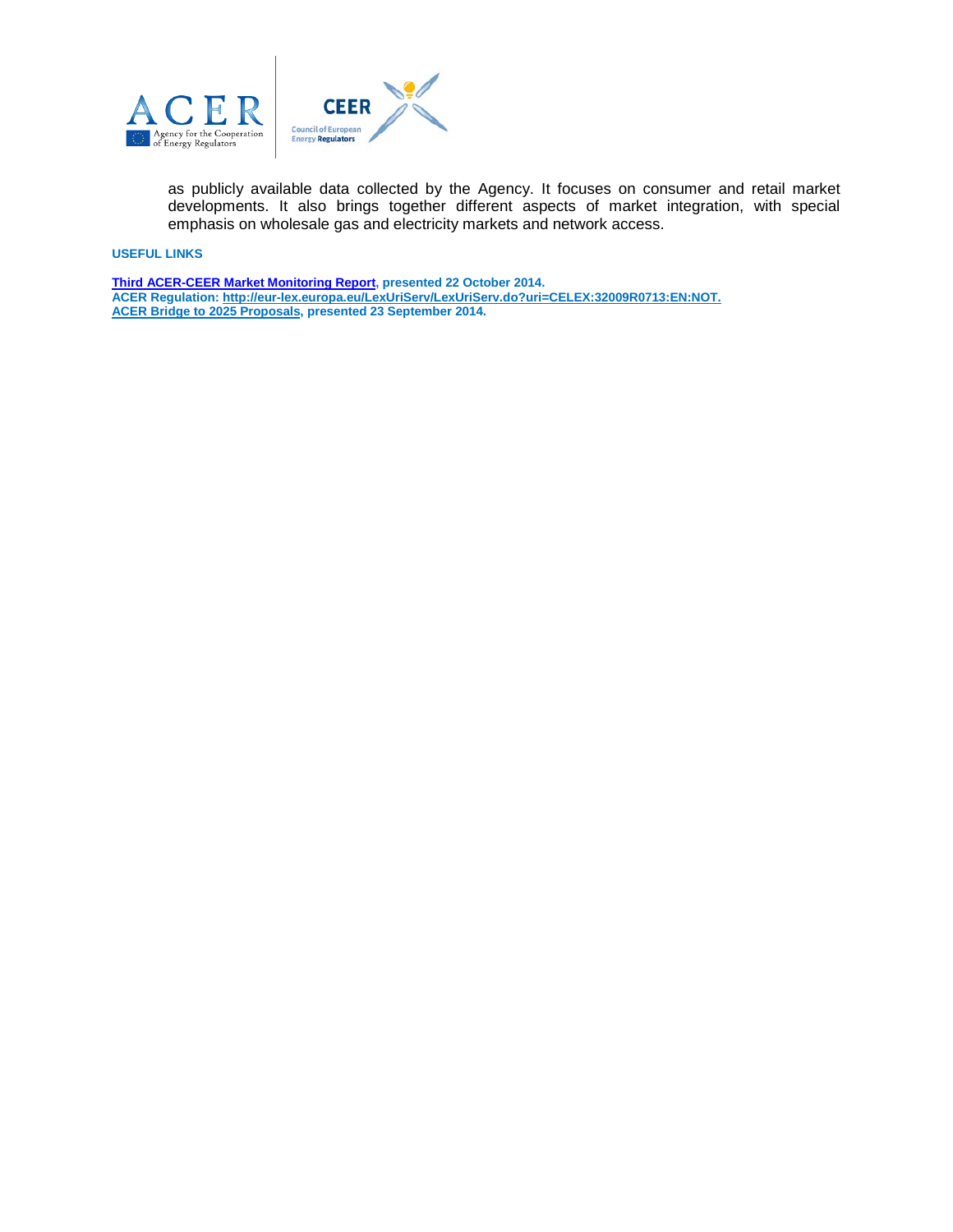as publicly available data collected by the Agency. It focuses on consumer and retail market developments. It also brings together different aspects of market integration, with special emphasis on wholesale gas and electricity markets and network access.

**USEFUL LINKS**

**Third ACER-CEER Market Monitoring Report, presented 22 October 2014.**
**ACER Regulation: http://eur-lex.europa.eu/LexUriServ/LexUriServ.do?uri=CELEX:32009R0713:EN:NOT.**
**ACER Bridge to 2025 Proposals, presented 23 September 2014.**